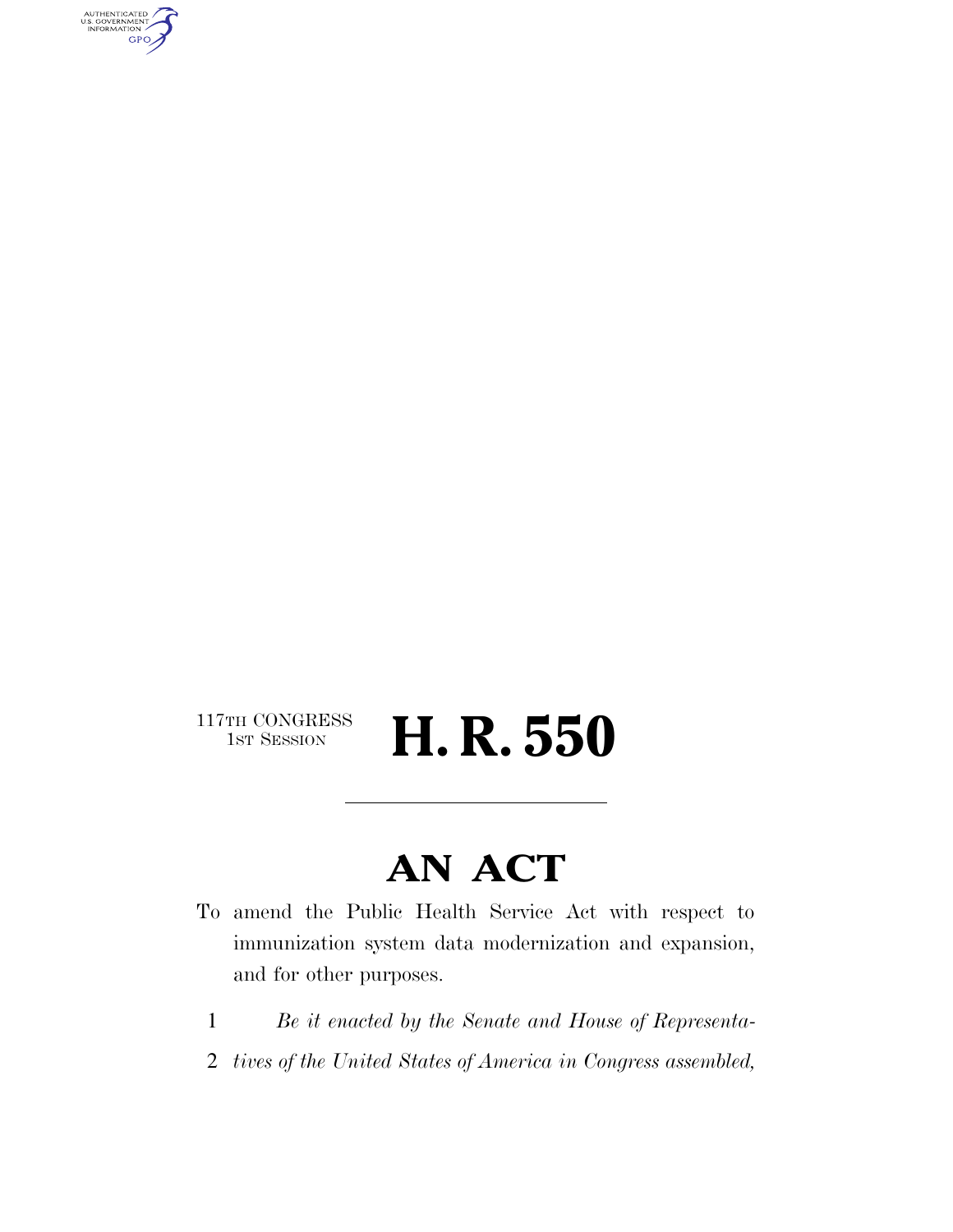117TH CONGRESS
1ST SESSION

# H. R. 550

## AN ACT

To amend the Public Health Service Act with respect to immunization system data modernization and expansion, and for other purposes.

1 *Be it enacted by the Senate and House of Representa-*
2 *tives of the United States of America in Congress assembled,*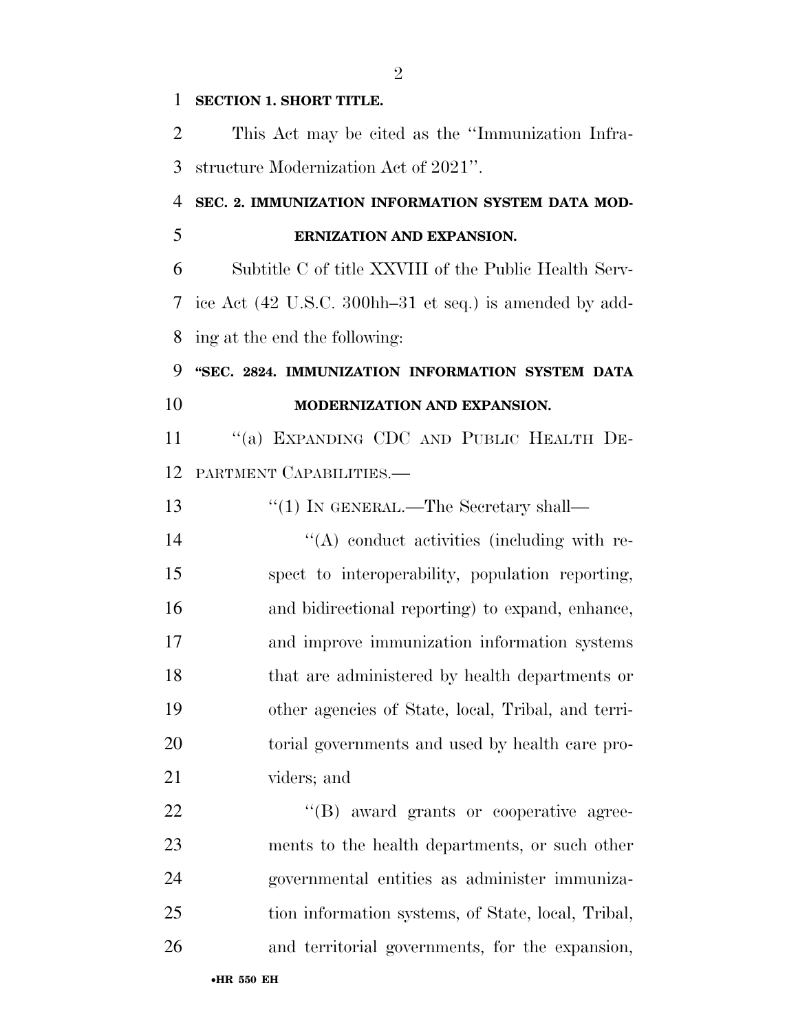**SECTION 1. SHORT TITLE.**

This Act may be cited as the ''Immunization Infrastructure Modernization Act of 2021''.

**SEC. 2. IMMUNIZATION INFORMATION SYSTEM DATA MODERNIZATION AND EXPANSION.**

Subtitle C of title XXVIII of the Public Health Service Act (42 U.S.C. 300hh–31 et seq.) is amended by adding at the end the following:

**''SEC. 2824. IMMUNIZATION INFORMATION SYSTEM DATA MODERNIZATION AND EXPANSION.**

''(a) EXPANDING CDC AND PUBLIC HEALTH DEPARTMENT CAPABILITIES.—

''(1) IN GENERAL.—The Secretary shall—

''(A) conduct activities (including with respect to interoperability, population reporting, and bidirectional reporting) to expand, enhance, and improve immunization information systems that are administered by health departments or other agencies of State, local, Tribal, and territorial governments and used by health care providers; and

''(B) award grants or cooperative agreements to the health departments, or such other governmental entities as administer immunization information systems, of State, local, Tribal, and territorial governments, for the expansion,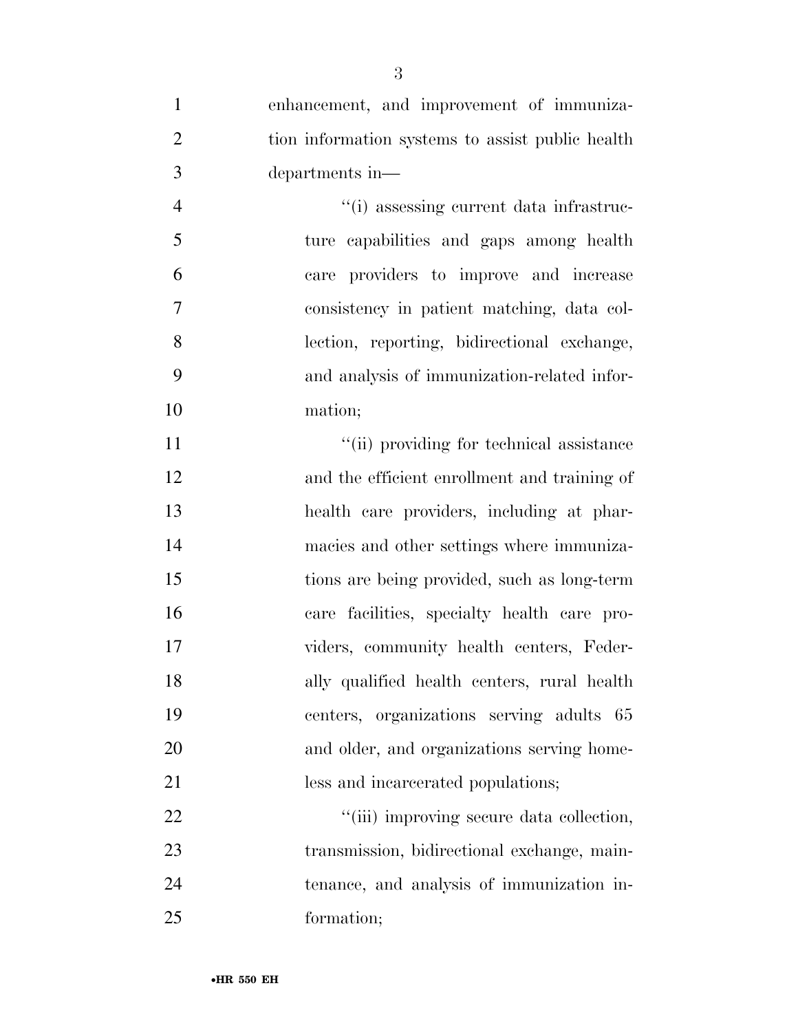enhancement, and improvement of immunization information systems to assist public health departments in—

''(i) assessing current data infrastructure capabilities and gaps among health care providers to improve and increase consistency in patient matching, data collection, reporting, bidirectional exchange, and analysis of immunization-related information;

''(ii) providing for technical assistance and the efficient enrollment and training of health care providers, including at pharmacies and other settings where immunizations are being provided, such as long-term care facilities, specialty health care providers, community health centers, Federally qualified health centers, rural health centers, organizations serving adults 65 and older, and organizations serving homeless and incarcerated populations;

''(iii) improving secure data collection, transmission, bidirectional exchange, maintenance, and analysis of immunization information;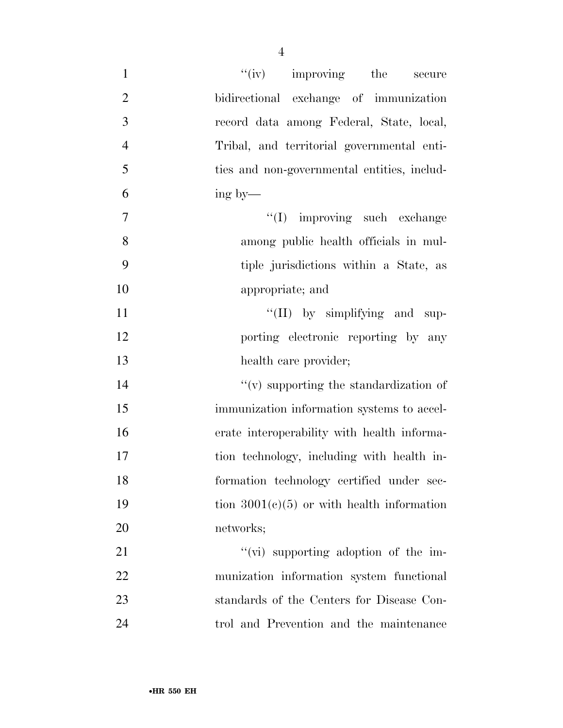"(iv) improving the secure bidirectional exchange of immunization record data among Federal, State, local, Tribal, and territorial governmental entities and non-governmental entities, including by—

"(I) improving such exchange among public health officials in multiple jurisdictions within a State, as appropriate; and

"(II) by simplifying and supporting electronic reporting by any health care provider;

"(v) supporting the standardization of immunization information systems to accelerate interoperability with health information technology, including with health information technology certified under section 3001(c)(5) or with health information networks;

"(vi) supporting adoption of the immunization information system functional standards of the Centers for Disease Control and Prevention and the maintenance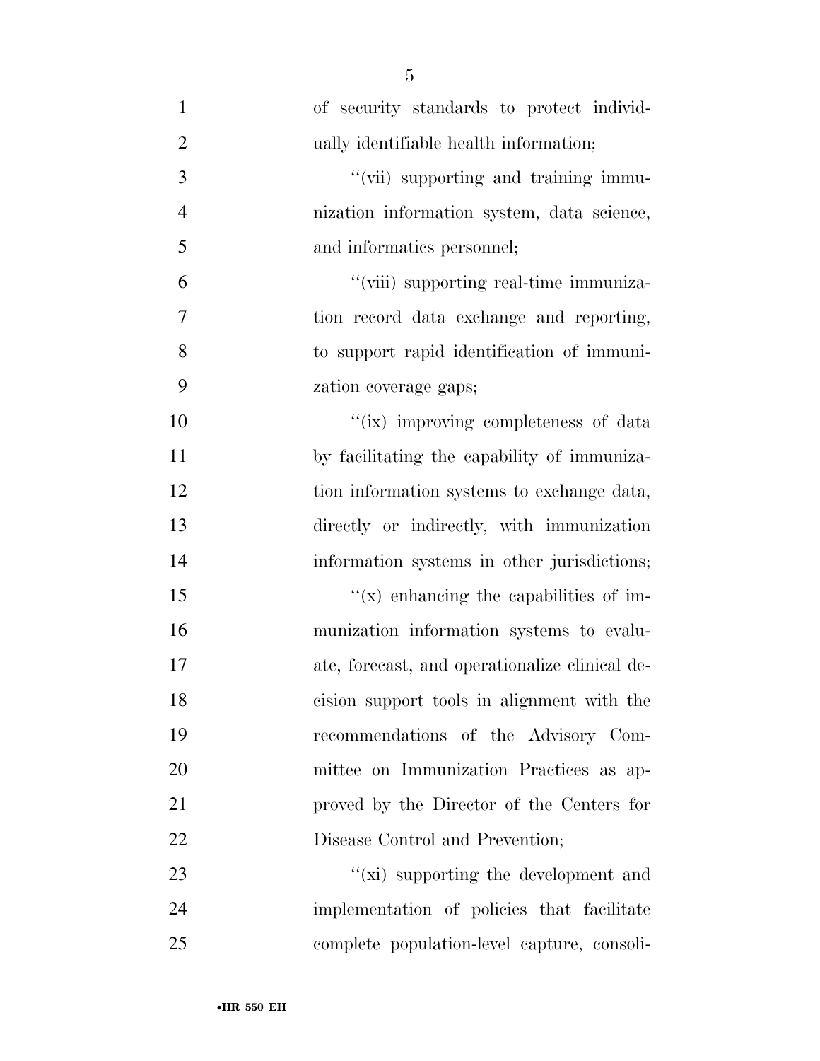of security standards to protect individually identifiable health information;

"(vii) supporting and training immunization information system, data science, and informatics personnel;

"(viii) supporting real-time immunization record data exchange and reporting, to support rapid identification of immunization coverage gaps;

"(ix) improving completeness of data by facilitating the capability of immunization information systems to exchange data, directly or indirectly, with immunization information systems in other jurisdictions;

"(x) enhancing the capabilities of immunization information systems to evaluate, forecast, and operationalize clinical decision support tools in alignment with the recommendations of the Advisory Committee on Immunization Practices as approved by the Director of the Centers for Disease Control and Prevention;

"(xi) supporting the development and implementation of policies that facilitate complete population-level capture, consoli-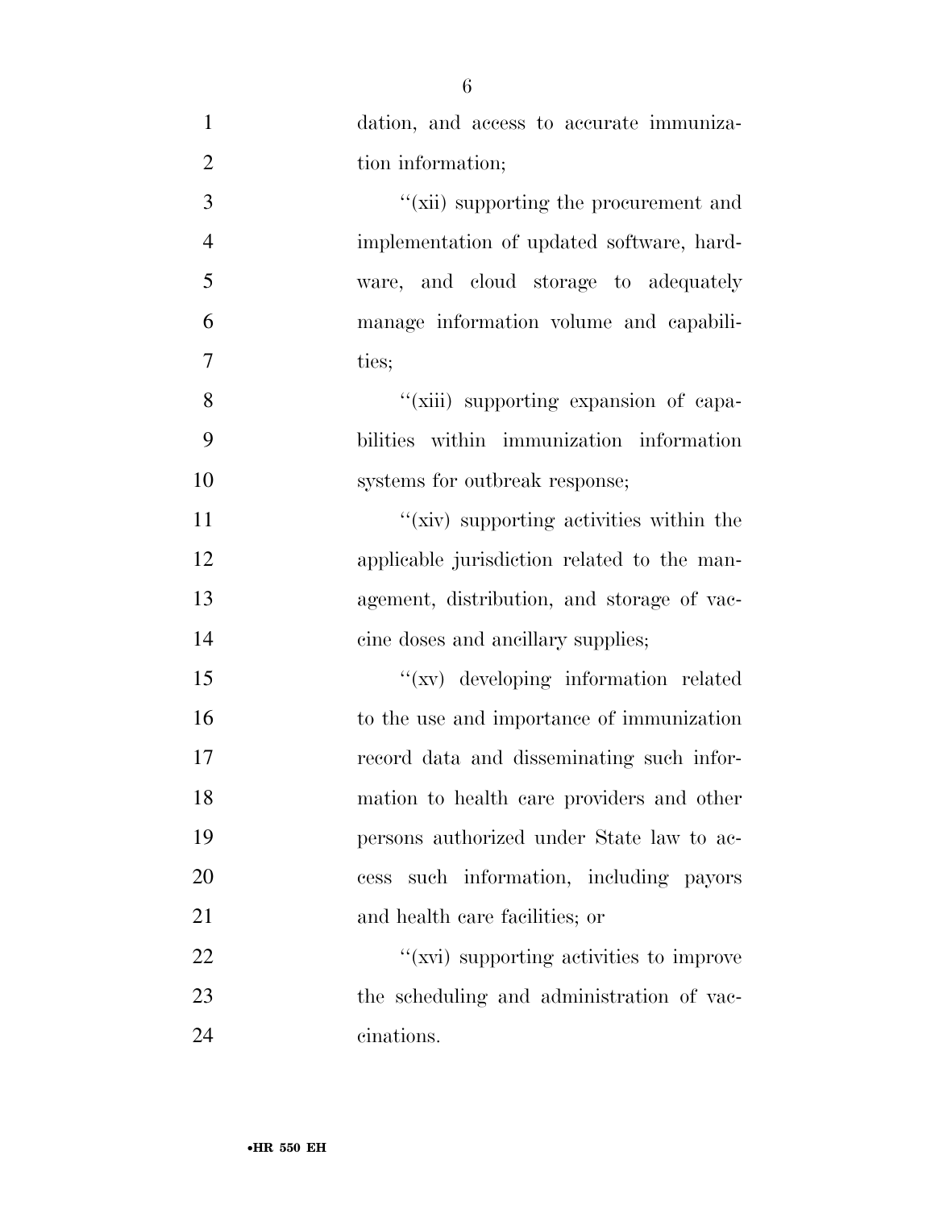dation, and access to accurate immunization information;

"(xii) supporting the procurement and implementation of updated software, hardware, and cloud storage to adequately manage information volume and capabilities;

"(xiii) supporting expansion of capabilities within immunization information systems for outbreak response;

"(xiv) supporting activities within the applicable jurisdiction related to the management, distribution, and storage of vaccine doses and ancillary supplies;

"(xv) developing information related to the use and importance of immunization record data and disseminating such information to health care providers and other persons authorized under State law to access such information, including payors and health care facilities; or

"(xvi) supporting activities to improve the scheduling and administration of vaccinations.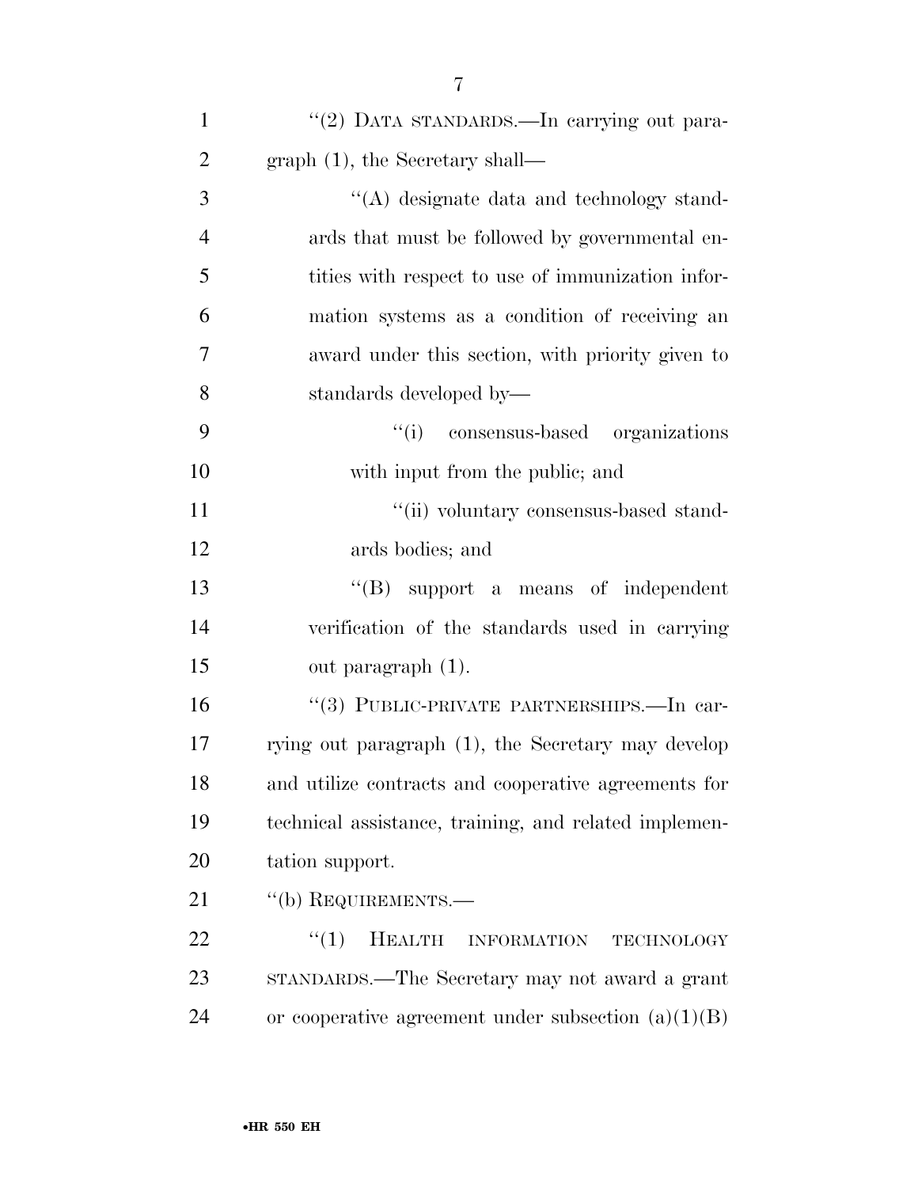"(2) DATA STANDARDS.—In carrying out paragraph (1), the Secretary shall—

"(A) designate data and technology standards that must be followed by governmental entities with respect to use of immunization information systems as a condition of receiving an award under this section, with priority given to standards developed by—

"(i) consensus-based organizations with input from the public; and

"(ii) voluntary consensus-based standards bodies; and

"(B) support a means of independent verification of the standards used in carrying out paragraph (1).

"(3) PUBLIC-PRIVATE PARTNERSHIPS.—In carrying out paragraph (1), the Secretary may develop and utilize contracts and cooperative agreements for technical assistance, training, and related implementation support.

"(b) REQUIREMENTS.—

"(1) HEALTH INFORMATION TECHNOLOGY STANDARDS.—The Secretary may not award a grant or cooperative agreement under subsection (a)(1)(B)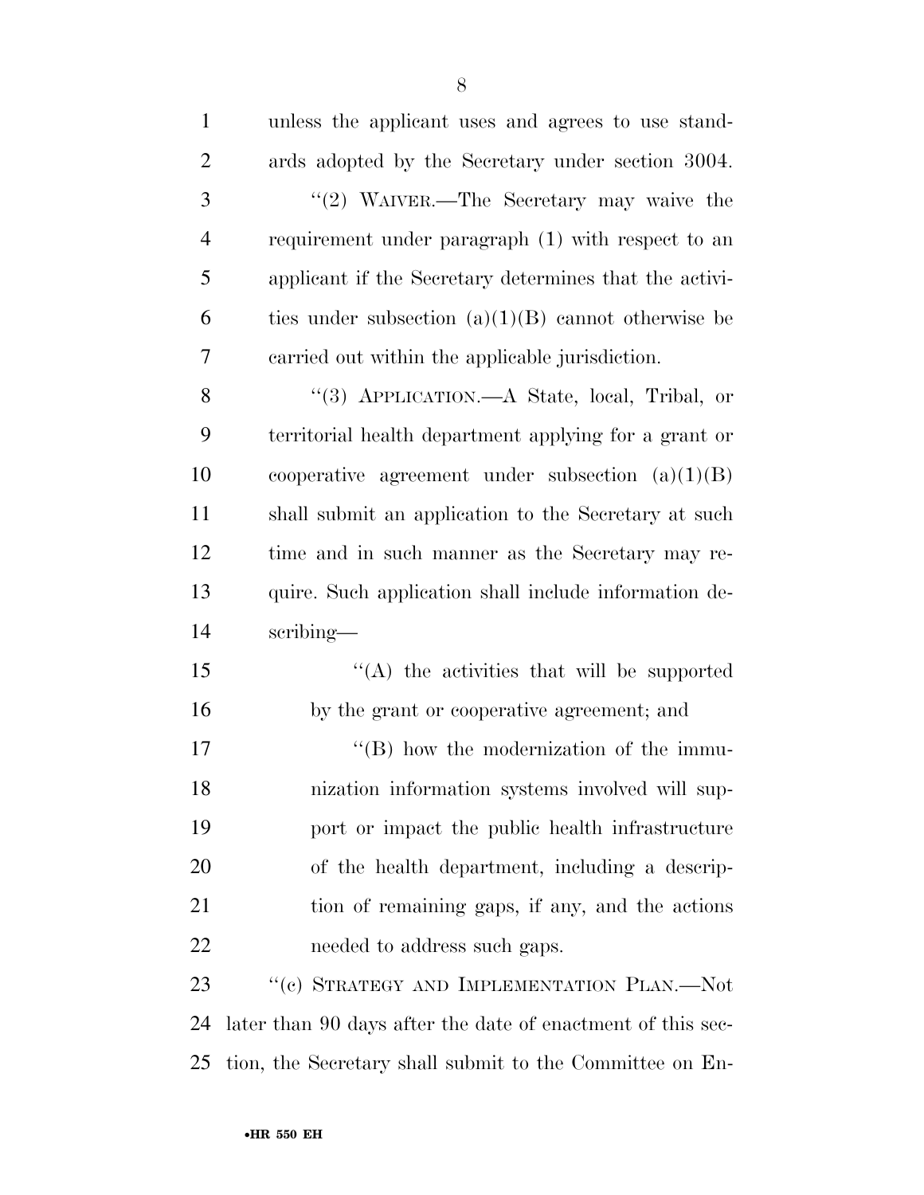unless the applicant uses and agrees to use standards adopted by the Secretary under section 3004.

"(2) WAIVER.—The Secretary may waive the requirement under paragraph (1) with respect to an applicant if the Secretary determines that the activities under subsection (a)(1)(B) cannot otherwise be carried out within the applicable jurisdiction.

"(3) APPLICATION.—A State, local, Tribal, or territorial health department applying for a grant or cooperative agreement under subsection (a)(1)(B) shall submit an application to the Secretary at such time and in such manner as the Secretary may require. Such application shall include information describing—

"(A) the activities that will be supported by the grant or cooperative agreement; and

"(B) how the modernization of the immunization information systems involved will support or impact the public health infrastructure of the health department, including a description of remaining gaps, if any, and the actions needed to address such gaps.

"(c) STRATEGY AND IMPLEMENTATION PLAN.—Not later than 90 days after the date of enactment of this section, the Secretary shall submit to the Committee on En-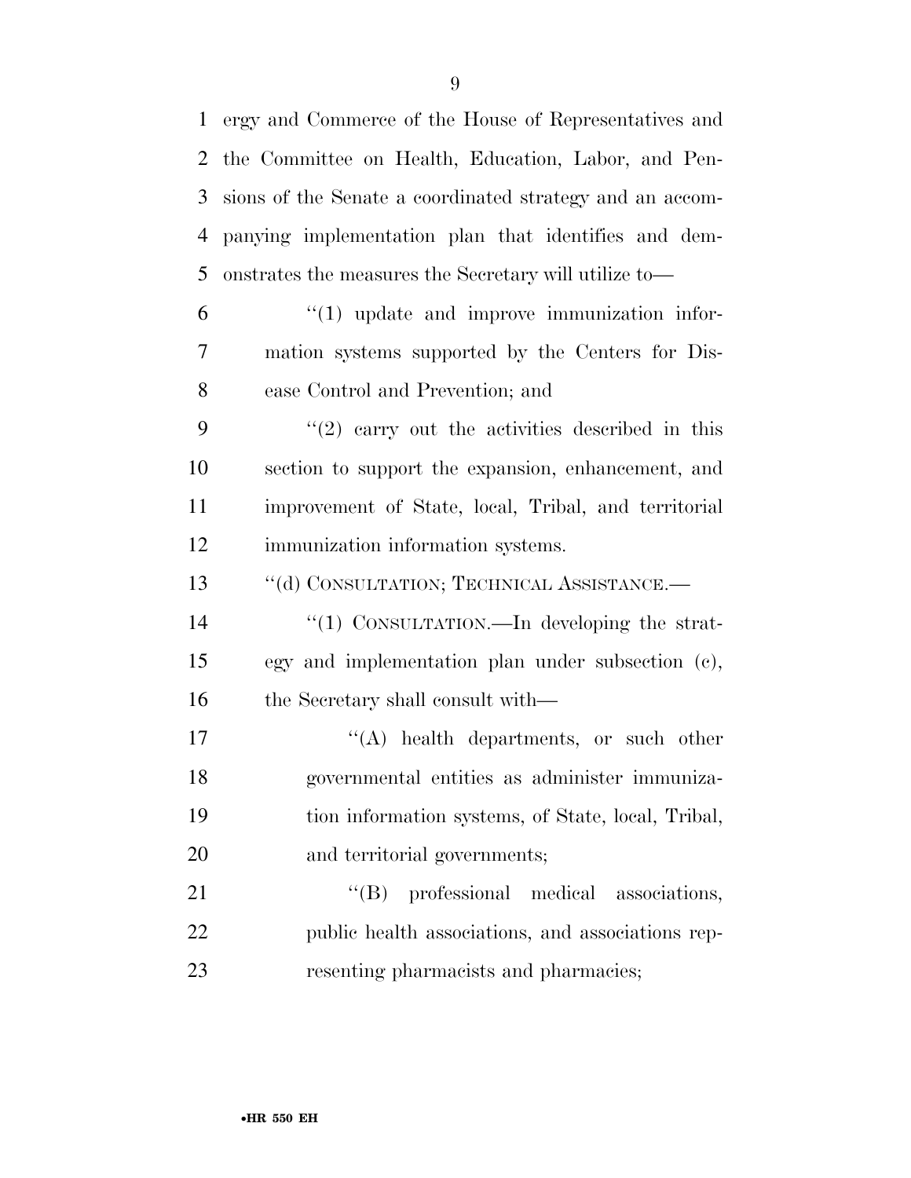ergy and Commerce of the House of Representatives and the Committee on Health, Education, Labor, and Pensions of the Senate a coordinated strategy and an accompanying implementation plan that identifies and demonstrates the measures the Secretary will utilize to—

''(1) update and improve immunization information systems supported by the Centers for Disease Control and Prevention; and

''(2) carry out the activities described in this section to support the expansion, enhancement, and improvement of State, local, Tribal, and territorial immunization information systems.

''(d) CONSULTATION; TECHNICAL ASSISTANCE.—

''(1) CONSULTATION.—In developing the strategy and implementation plan under subsection (c), the Secretary shall consult with—

''(A) health departments, or such other governmental entities as administer immunization information systems, of State, local, Tribal, and territorial governments;

''(B) professional medical associations, public health associations, and associations representing pharmacists and pharmacies;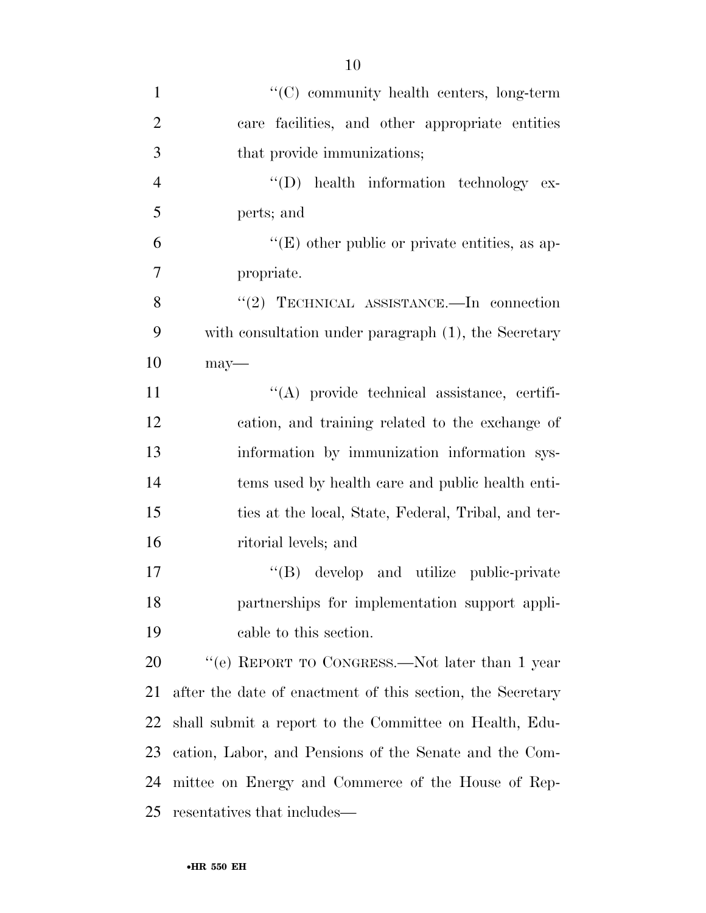''(C) community health centers, long-term care facilities, and other appropriate entities that provide immunizations;

''(D) health information technology experts; and

''(E) other public or private entities, as appropriate.

''(2) TECHNICAL ASSISTANCE.—In connection with consultation under paragraph (1), the Secretary may—

''(A) provide technical assistance, certification, and training related to the exchange of information by immunization information systems used by health care and public health entities at the local, State, Federal, Tribal, and territorial levels; and

''(B) develop and utilize public-private partnerships for implementation support applicable to this section.

''(e) REPORT TO CONGRESS.—Not later than 1 year after the date of enactment of this section, the Secretary shall submit a report to the Committee on Health, Education, Labor, and Pensions of the Senate and the Committee on Energy and Commerce of the House of Representatives that includes—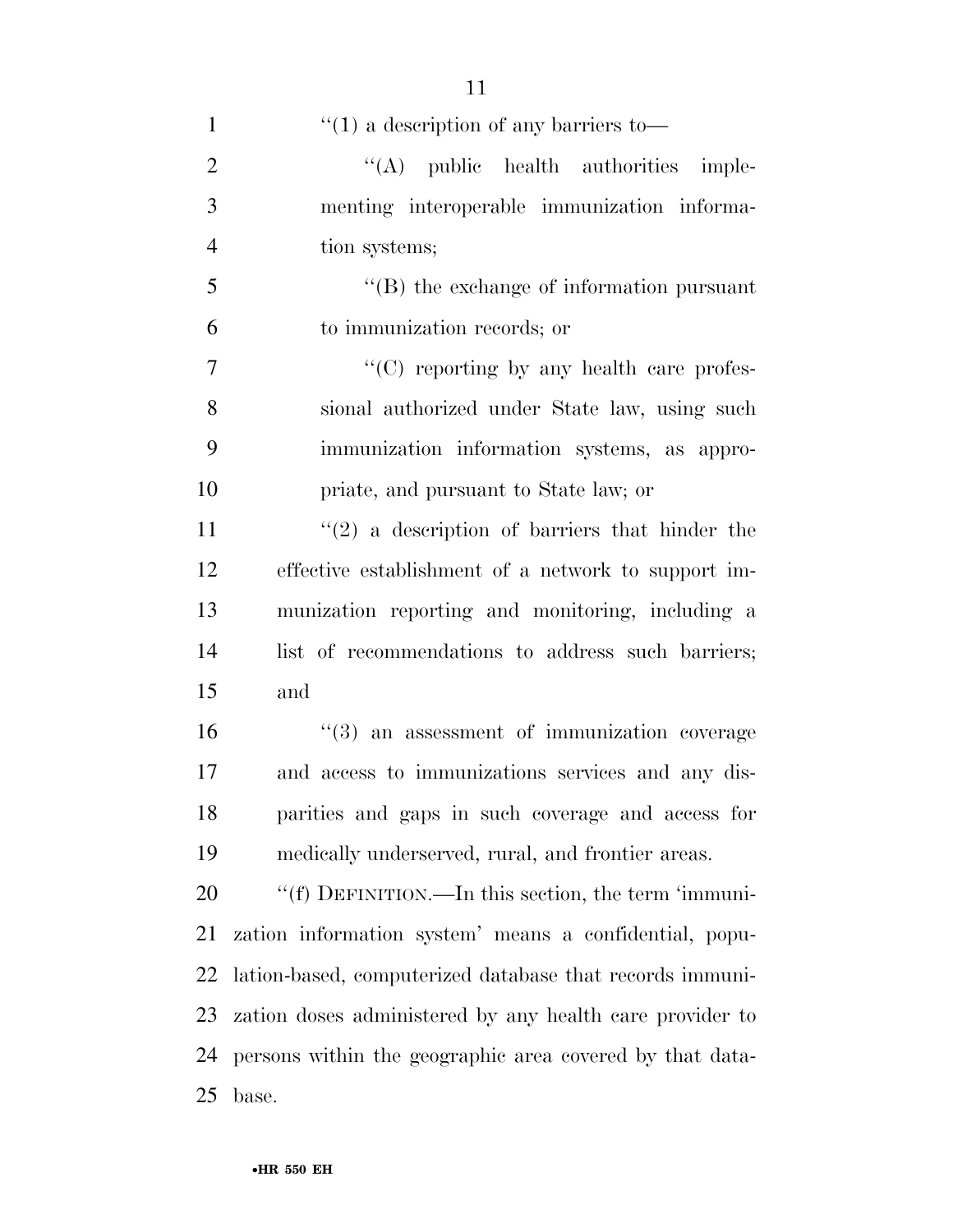"(1) a description of any barriers to—

"(A) public health authorities implementing interoperable immunization information systems;

"(B) the exchange of information pursuant to immunization records; or

"(C) reporting by any health care professional authorized under State law, using such immunization information systems, as appropriate, and pursuant to State law; or

"(2) a description of barriers that hinder the effective establishment of a network to support immunization reporting and monitoring, including a list of recommendations to address such barriers; and

"(3) an assessment of immunization coverage and access to immunizations services and any disparities and gaps in such coverage and access for medically underserved, rural, and frontier areas.

"(f) DEFINITION.—In this section, the term 'immunization information system' means a confidential, population-based, computerized database that records immunization doses administered by any health care provider to persons within the geographic area covered by that database.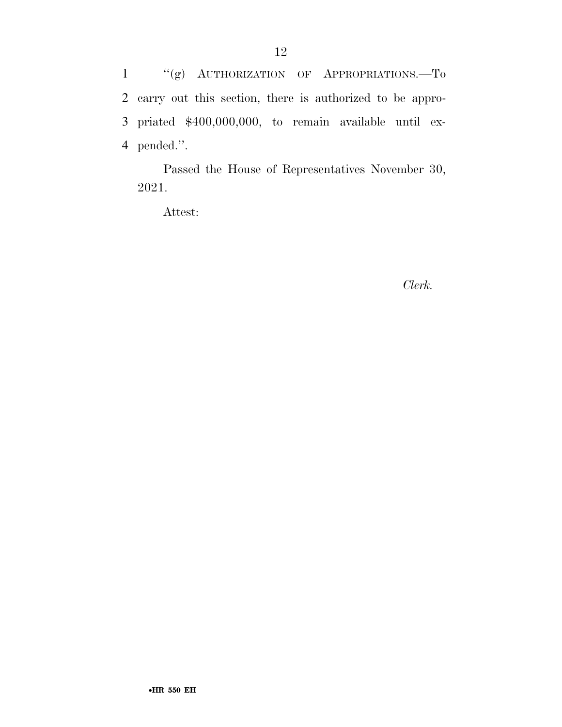"(g) AUTHORIZATION OF APPROPRIATIONS.—To carry out this section, there is authorized to be appropriated $400,000,000, to remain available until expended.".

Passed the House of Representatives November 30, 2021.

Attest:

*Clerk.*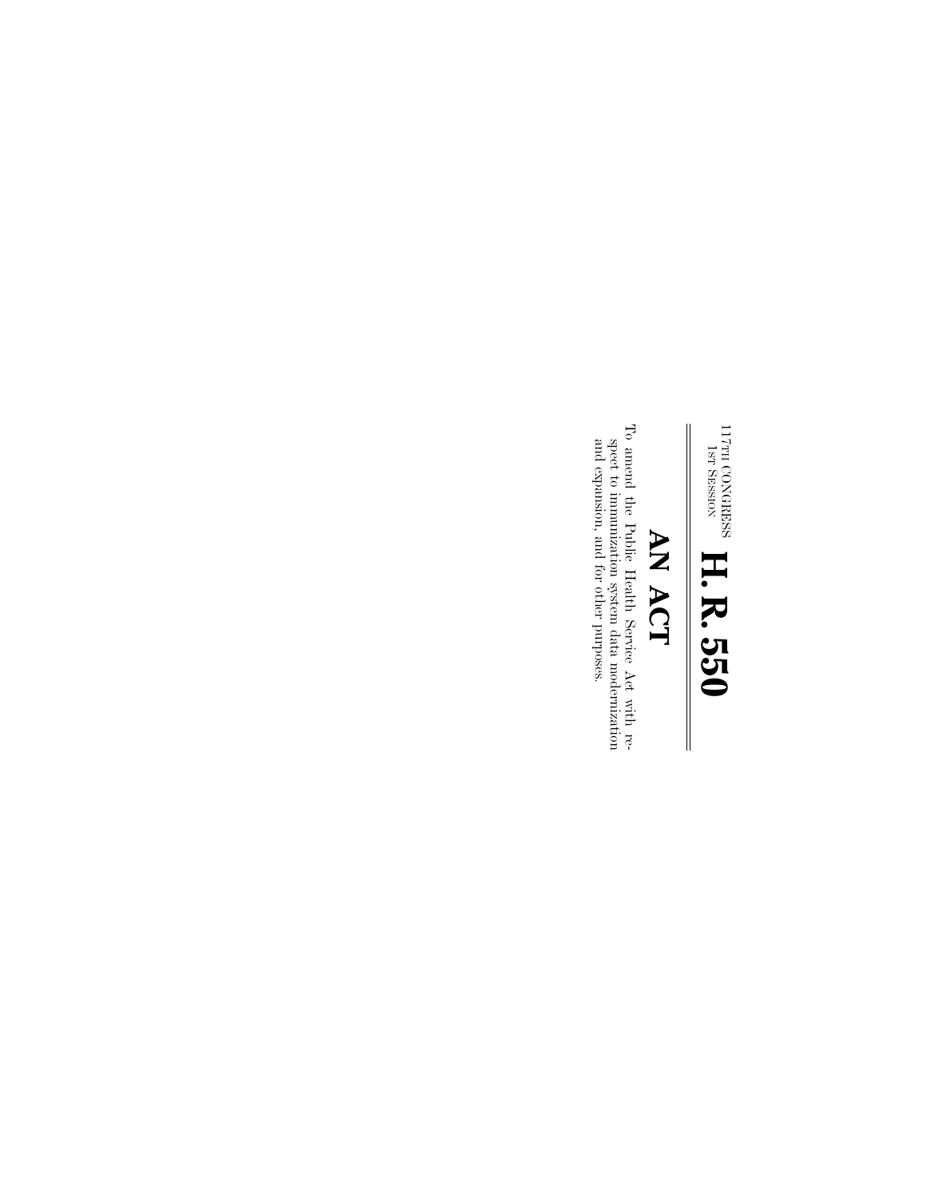117TH CONGRESS
1ST SESSION

# H. R. 550

# AN ACT

To amend the Public Health Service Act with respect to immunization system data modernization and expansion, and for other purposes.